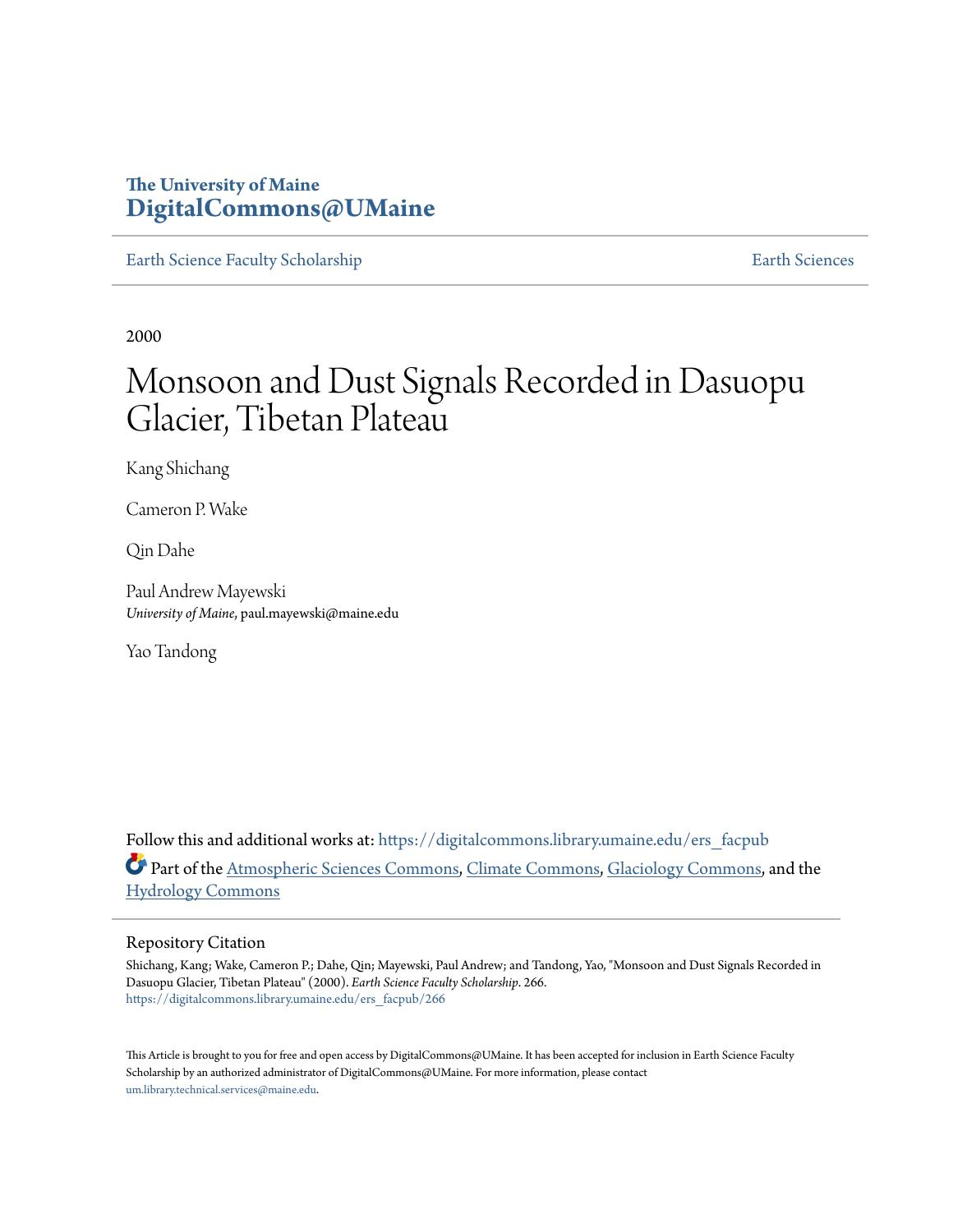The University of Maine
**DigitalCommons@UMaine**

Earth Science Faculty Scholarship | Earth Sciences

2000

# Monsoon and Dust Signals Recorded in Dasuopu Glacier, Tibetan Plateau

Kang Shichang

Cameron P. Wake

Qin Dahe

Paul Andrew Mayewski
*University of Maine*, paul.mayewski@maine.edu

Yao Tandong

Follow this and additional works at: https://digitalcommons.library.umaine.edu/ers_facpub

Part of the Atmospheric Sciences Commons, Climate Commons, Glaciology Commons, and the Hydrology Commons

## Repository Citation

Shichang, Kang; Wake, Cameron P.; Dahe, Qin; Mayewski, Paul Andrew; and Tandong, Yao, "Monsoon and Dust Signals Recorded in Dasuopu Glacier, Tibetan Plateau" (2000). *Earth Science Faculty Scholarship*. 266.
https://digitalcommons.library.umaine.edu/ers_facpub/266

This Article is brought to you for free and open access by DigitalCommons@UMaine. It has been accepted for inclusion in Earth Science Faculty Scholarship by an authorized administrator of DigitalCommons@UMaine. For more information, please contact um.library.technical.services@maine.edu.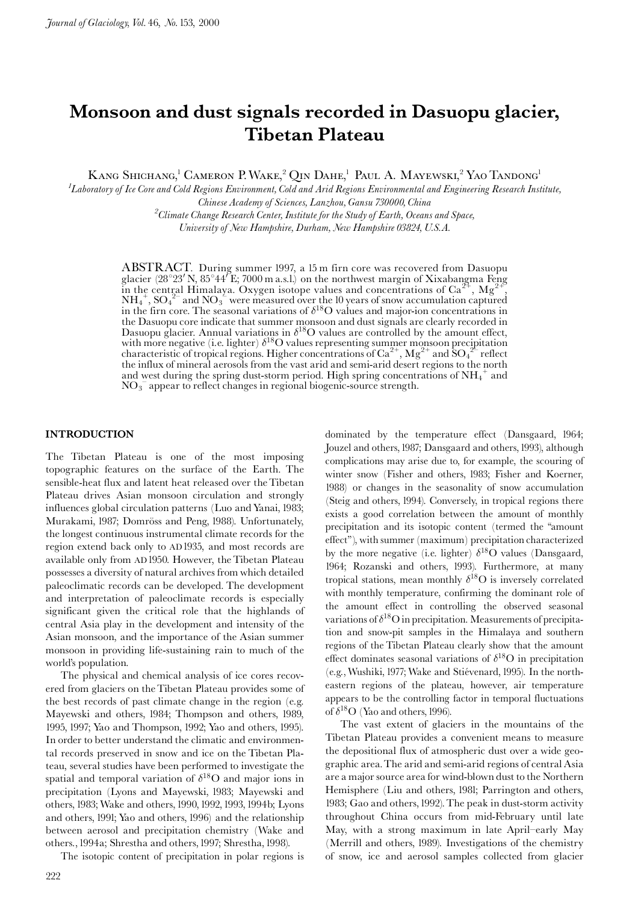# Monsoon and dust signals recorded in Dasuopu glacier, Tibetan Plateau

Kang Shichang,[1] Cameron P. Wake,[2] Qin Dahe,[1] Paul A. Mayewski,[2] Yao Tandong[1]

[1]Laboratory of Ice Core and Cold Regions Environment, Cold and Arid Regions Environmental and Engineering Research Institute, Chinese Academy of Sciences, Lanzhou, Gansu 730000, China

[2]Climate Change Research Center, Institute for the Study of Earth, Oceans and Space, University of New Hampshire, Durham, New Hampshire 03824, U.S.A.

ABSTRACT. During summer 1997, a 15 m firn core was recovered from Dasuopu glacier (28°23′ N, 85°44′ E; 7000 m a.s.l.) on the northwest margin of Xixabangma Feng in the central Himalaya. Oxygen isotope values and concentrations of $Ca^{2+}$, $Mg^{2+}$, $NH_4^+$, $SO_4^{2-}$ and $NO_3^-$ were measured over the 10 years of snow accumulation captured in the firn core. The seasonal variations of $\delta^{18}O$ values and major-ion concentrations in the Dasuopu core indicate that summer monsoon and dust signals are clearly recorded in Dasuopu glacier. Annual variations in $\delta^{18}O$ values are controlled by the amount effect, with more negative (i.e. lighter) $\delta^{18}O$ values representing summer monsoon precipitation characteristic of tropical regions. Higher concentrations of $Ca^{2+}$, $Mg^{2+}$ and $SO_4^{2-}$ reflect the influx of mineral aerosols from the vast arid and semi-arid desert regions to the north and west during the spring dust-storm period. High spring concentrations of $NH_4^+$ and $NO_3^-$ appear to reflect changes in regional biogenic-source strength.

## INTRODUCTION

The Tibetan Plateau is one of the most imposing topographic features on the surface of the Earth. The sensible-heat flux and latent heat released over the Tibetan Plateau drives Asian monsoon circulation and strongly influences global circulation patterns (Luo and Yanai, 1983; Murakami, 1987; Domröss and Peng, 1988). Unfortunately, the longest continuous instrumental climate records for the region extend back only to AD 1935, and most records are available only from AD 1950. However, the Tibetan Plateau possesses a diversity of natural archives from which detailed paleoclimatic records can be developed. The development and interpretation of paleoclimate records is especially significant given the critical role that the highlands of central Asia play in the development and intensity of the Asian monsoon, and the importance of the Asian summer monsoon in providing life-sustaining rain to much of the world's population.

The physical and chemical analysis of ice cores recovered from glaciers on the Tibetan Plateau provides some of the best records of past climate change in the region (e.g. Mayewski and others, 1984; Thompson and others, 1989, 1995, 1997; Yao and Thompson, 1992; Yao and others, 1995). In order to better understand the climatic and environmental records preserved in snow and ice on the Tibetan Plateau, several studies have been performed to investigate the spatial and temporal variation of $\delta^{18}O$ and major ions in precipitation (Lyons and Mayewski, 1983; Mayewski and others, 1983; Wake and others, 1990, 1992, 1993, 1994b; Lyons and others, 1991; Yao and others, 1996) and the relationship between aerosol and precipitation chemistry (Wake and others., 1994a; Shrestha and others, 1997; Shrestha, 1998).

The isotopic content of precipitation in polar regions is dominated by the temperature effect (Dansgaard, 1964; Jouzel and others, 1987; Dansgaard and others, 1993), although complications may arise due to, for example, the scouring of winter snow (Fisher and others, 1983; Fisher and Koerner, 1988) or changes in the seasonality of snow accumulation (Steig and others, 1994). Conversely, in tropical regions there exists a good correlation between the amount of monthly precipitation and its isotopic content (termed the "amount effect"), with summer (maximum) precipitation characterized by the more negative (i.e. lighter) $\delta^{18}O$ values (Dansgaard, 1964; Rozanski and others, 1993). Furthermore, at many tropical stations, mean monthly $\delta^{18}O$ is inversely correlated with monthly temperature, confirming the dominant role of the amount effect in controlling the observed seasonal variations of $\delta^{18}O$ in precipitation. Measurements of precipitation and snow-pit samples in the Himalaya and southern regions of the Tibetan Plateau clearly show that the amount effect dominates seasonal variations of $\delta^{18}O$ in precipitation (e.g., Wushiki, 1977; Wake and Stiévenard, 1995). In the northeastern regions of the plateau, however, air temperature appears to be the controlling factor in temporal fluctuations of $\delta^{18}O$ (Yao and others, 1996).

The vast extent of glaciers in the mountains of the Tibetan Plateau provides a convenient means to measure the depositional flux of atmospheric dust over a wide geographic area. The arid and semi-arid regions of central Asia are a major source area for wind-blown dust to the Northern Hemisphere (Liu and others, 1981; Parrington and others, 1983; Gao and others, 1992). The peak in dust-storm activity throughout China occurs from mid-February until late May, with a strong maximum in late April–early May (Merrill and others, 1989). Investigations of the chemistry of snow, ice and aerosol samples collected from glacier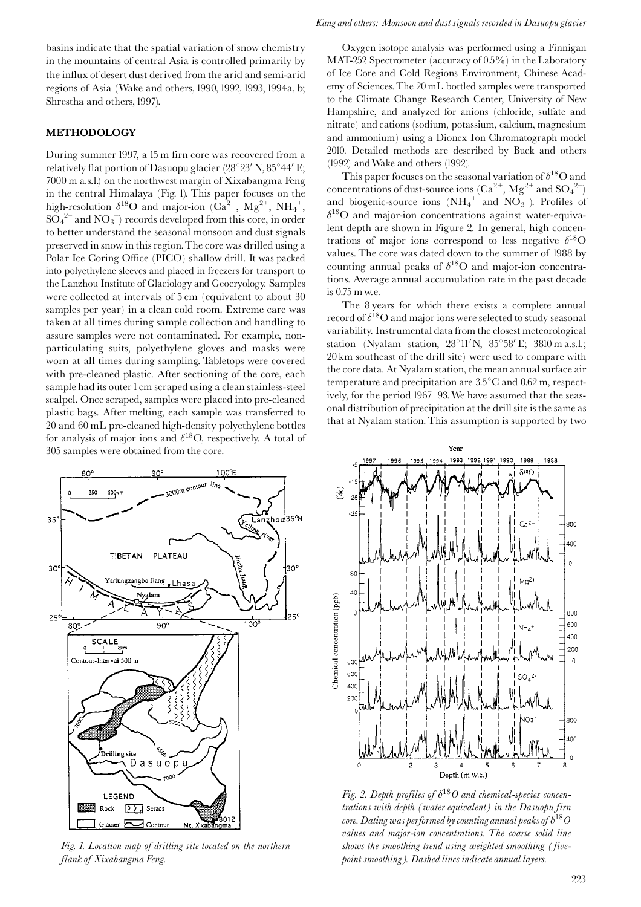basins indicate that the spatial variation of snow chemistry in the mountains of central Asia is controlled primarily by the influx of desert dust derived from the arid and semi-arid regions of Asia (Wake and others, 1990, 1992, 1993, 1994a, b; Shrestha and others, 1997).

## METHODOLOGY

During summer 1997, a 15 m firn core was recovered from a relatively flat portion of Dasuopu glacier (28°23′ N, 85°44′ E; 7000 m a.s.l.) on the northwest margin of Xixabangma Feng in the central Himalaya (Fig. 1). This paper focuses on the high-resolution $\delta^{18}O$ and major-ion ($Ca^{2+}$, $Mg^{2+}$, $NH_4^+$, $SO_4^{2-}$ and $NO_3^-$) records developed from this core, in order to better understand the seasonal monsoon and dust signals preserved in snow in this region. The core was drilled using a Polar Ice Coring Office (PICO) shallow drill. It was packed into polyethylene sleeves and placed in freezers for transport to the Lanzhou Institute of Glaciology and Geocryology. Samples were collected at intervals of 5 cm (equivalent to about 30 samples per year) in a clean cold room. Extreme care was taken at all times during sample collection and handling to assure samples were not contaminated. For example, non-particulating suits, polyethylene gloves and masks were worn at all times during sampling. Tabletops were covered with pre-cleaned plastic. After sectioning of the core, each sample had its outer 1 cm scraped using a clean stainless-steel scalpel. Once scraped, samples were placed into pre-cleaned plastic bags. After melting, each sample was transferred to 20 and 60 mL pre-cleaned high-density polyethylene bottles for analysis of major ions and $\delta^{18}O$, respectively. A total of 305 samples were obtained from the core.

Fig. 1. Location map of drilling site located on the northern flank of Xixabangma Feng.

Oxygen isotope analysis was performed using a Finnigan MAT-252 Spectrometer (accuracy of 0.5%) in the Laboratory of Ice Core and Cold Regions Environment, Chinese Academy of Sciences. The 20 mL bottled samples were transported to the Climate Change Research Center, University of New Hampshire, and analyzed for anions (chloride, sulfate and nitrate) and cations (sodium, potassium, calcium, magnesium and ammonium) using a Dionex Ion Chromatograph model 2010. Detailed methods are described by Buck and others (1992) and Wake and others (1992).

This paper focuses on the seasonal variation of $\delta^{18}O$ and concentrations of dust-source ions ($Ca^{2+}$, $Mg^{2+}$ and $SO_4^{2-}$) and biogenic-source ions ($NH_4^+$ and $NO_3^-$). Profiles of $\delta^{18}O$ and major-ion concentrations against water-equivalent depth are shown in Figure 2. In general, high concentrations of major ions correspond to less negative $\delta^{18}O$ values. The core was dated down to the summer of 1988 by counting annual peaks of $\delta^{18}O$ and major-ion concentrations. Average annual accumulation rate in the past decade is 0.75 m w.e.

The 8 years for which there exists a complete annual record of $\delta^{18}O$ and major ions were selected to study seasonal variability. Instrumental data from the closest meteorological station (Nyalam station, 28°11′N, 85°58′ E; 3810 m a.s.l.; 20 km southeast of the drill site) were used to compare with the core data. At Nyalam station, the mean annual surface air temperature and precipitation are 3.5°C and 0.62 m, respectively, for the period 1967–93. We have assumed that the seasonal distribution of precipitation at the drill site is the same as that at Nyalam station. This assumption is supported by two

Fig. 2. Depth profiles of $\delta^{18}O$ and chemical-species concentrations with depth (water equivalent) in the Dasuopu firn core. Dating was performed by counting annual peaks of $\delta^{18}O$ values and major-ion concentrations. The coarse solid line shows the smoothing trend using weighted smoothing (five-point smoothing). Dashed lines indicate annual layers.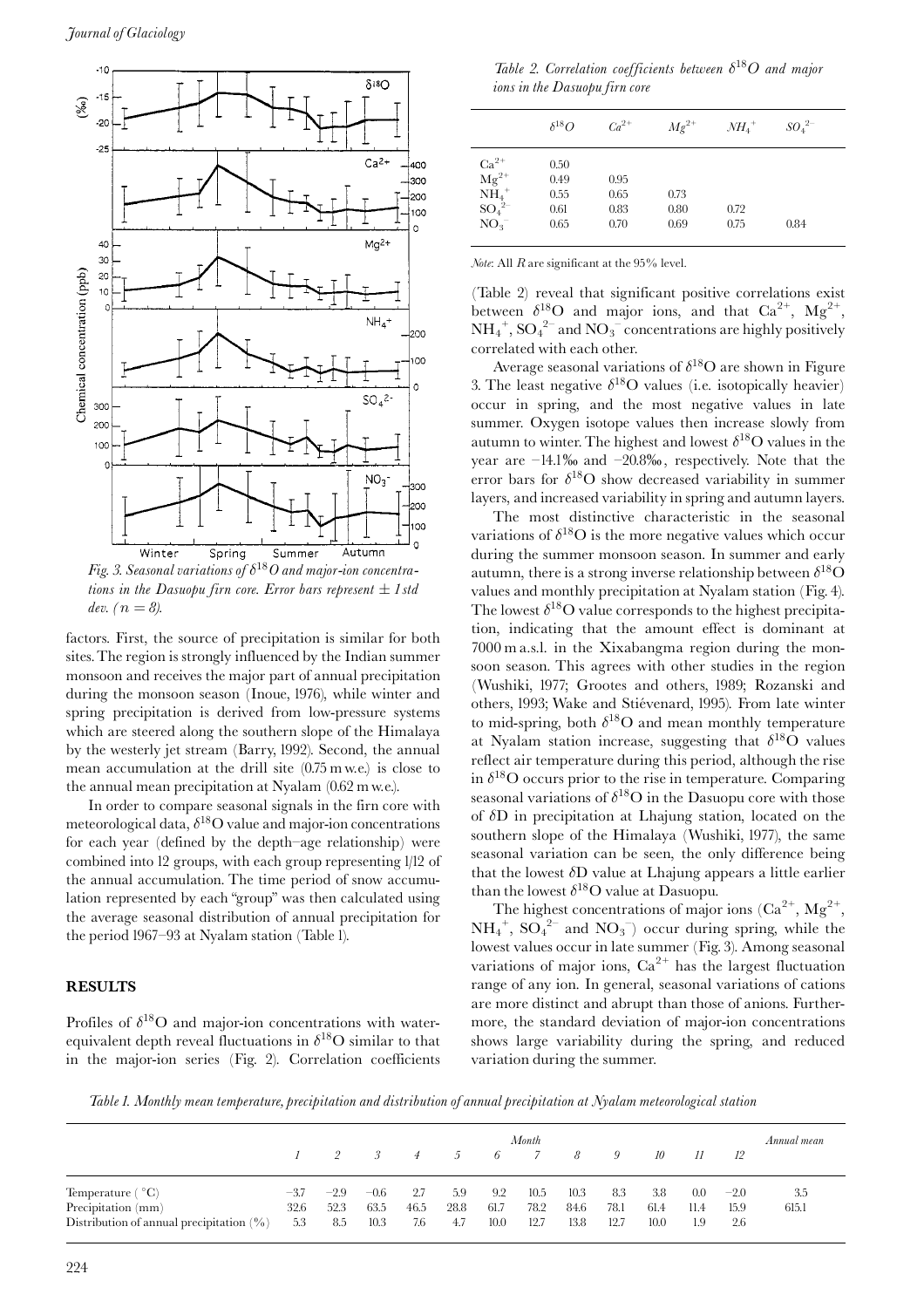Fig. 3. Seasonal variations of $\delta^{18}O$ and major-ion concentrations in the Dasuopu firn core. Error bars represent $\pm$ 1 std dev. ($n = 8$).

factors. First, the source of precipitation is similar for both sites. The region is strongly influenced by the Indian summer monsoon and receives the major part of annual precipitation during the monsoon season (Inoue, 1976), while winter and spring precipitation is derived from low-pressure systems which are steered along the southern slope of the Himalaya by the westerly jet stream (Barry, 1992). Second, the annual mean accumulation at the drill site (0.75 m w.e.) is close to the annual mean precipitation at Nyalam (0.62 m w.e.).

In order to compare seasonal signals in the firn core with meteorological data, $\delta^{18}O$ value and major-ion concentrations for each year (defined by the depth–age relationship) were combined into 12 groups, with each group representing 1/12 of the annual accumulation. The time period of snow accumulation represented by each "group" was then calculated using the average seasonal distribution of annual precipitation for the period 1967–93 at Nyalam station (Table 1).

## RESULTS

Profiles of $\delta^{18}O$ and major-ion concentrations with water-equivalent depth reveal fluctuations in $\delta^{18}O$ similar to that in the major-ion series (Fig. 2). Correlation coefficients (Table 2) reveal that significant positive correlations exist between $\delta^{18}O$ and major ions, and that $Ca^{2+}$, $Mg^{2+}$, $NH_4^+$, $SO_4^{2-}$ and $NO_3^-$ concentrations are highly positively correlated with each other.

*Table 2. Correlation coefficients between $\delta^{18}O$ and major ions in the Dasuopu firn core*

| | $\delta^{18}O$ | $Ca^{2+}$ | $Mg^{2+}$ | $NH_4^+$ | $SO_4^{2-}$ |
|---|---|---|---|---|---|
| $Ca^{2+}$ | 0.50 | | | | |
| $Mg^{2+}$ | 0.49 | 0.95 | | | |
| $NH_4^+$ | 0.55 | 0.65 | 0.73 | | |
| $SO_4^{2-}$ | 0.61 | 0.83 | 0.80 | 0.72 | |
| $NO_3^-$ | 0.65 | 0.70 | 0.69 | 0.75 | 0.84 |

*Note*: All $R$ are significant at the 95% level.

Average seasonal variations of $\delta^{18}O$ are shown in Figure 3. The least negative $\delta^{18}O$ values (i.e. isotopically heavier) occur in spring, and the most negative values in late summer. Oxygen isotope values then increase slowly from autumn to winter. The highest and lowest $\delta^{18}O$ values in the year are −14.1‰ and −20.8‰, respectively. Note that the error bars for $\delta^{18}O$ show decreased variability in summer layers, and increased variability in spring and autumn layers.

The most distinctive characteristic in the seasonal variations of $\delta^{18}O$ is the more negative values which occur during the summer monsoon season. In summer and early autumn, there is a strong inverse relationship between $\delta^{18}O$ values and monthly precipitation at Nyalam station (Fig. 4). The lowest $\delta^{18}O$ value corresponds to the highest precipitation, indicating that the amount effect is dominant at 7000 m a.s.l. in the Xixabangma region during the monsoon season. This agrees with other studies in the region (Wushiki, 1977; Grootes and others, 1989; Rozanski and others, 1993; Wake and Stiévenard, 1995). From late winter to mid-spring, both $\delta^{18}O$ and mean monthly temperature at Nyalam station increase, suggesting that $\delta^{18}O$ values reflect air temperature during this period, although the rise in $\delta^{18}O$ occurs prior to the rise in temperature. Comparing seasonal variations of $\delta^{18}O$ in the Dasuopu core with those of $\delta D$ in precipitation at Lhajung station, located on the southern slope of the Himalaya (Wushiki, 1977), the same seasonal variation can be seen, the only difference being that the lowest $\delta D$ value at Lhajung appears a little earlier than the lowest $\delta^{18}O$ value at Dasuopu.

The highest concentrations of major ions ($Ca^{2+}$, $Mg^{2+}$, $NH_4^+$, $SO_4^{2-}$ and $NO_3^-$) occur during spring, while the lowest values occur in late summer (Fig. 3). Among seasonal variations of major ions, $Ca^{2+}$ has the largest fluctuation range of any ion. In general, seasonal variations of cations are more distinct and abrupt than those of anions. Furthermore, the standard deviation of major-ion concentrations shows large variability during the spring, and reduced variation during the summer.

*Table 1. Monthly mean temperature, precipitation and distribution of annual precipitation at Nyalam meteorological station*

| | Month | | | | | | | | | | | | Annual mean |
|---|---|---|---|---|---|---|---|---|---|---|---|---|---|
| | 1 | 2 | 3 | 4 | 5 | 6 | 7 | 8 | 9 | 10 | 11 | 12 | |
| Temperature (°C) | −3.7 | −2.9 | −0.6 | 2.7 | 5.9 | 9.2 | 10.5 | 10.3 | 8.3 | 3.8 | 0.0 | −2.0 | 3.5 |
| Precipitation (mm) | 32.6 | 52.3 | 63.5 | 46.5 | 28.8 | 61.7 | 78.2 | 84.6 | 78.1 | 61.4 | 11.4 | 15.9 | 615.1 |
| Distribution of annual precipitation (%) | 5.3 | 8.5 | 10.3 | 7.6 | 4.7 | 10.0 | 12.7 | 13.8 | 12.7 | 10.0 | 1.9 | 2.6 | |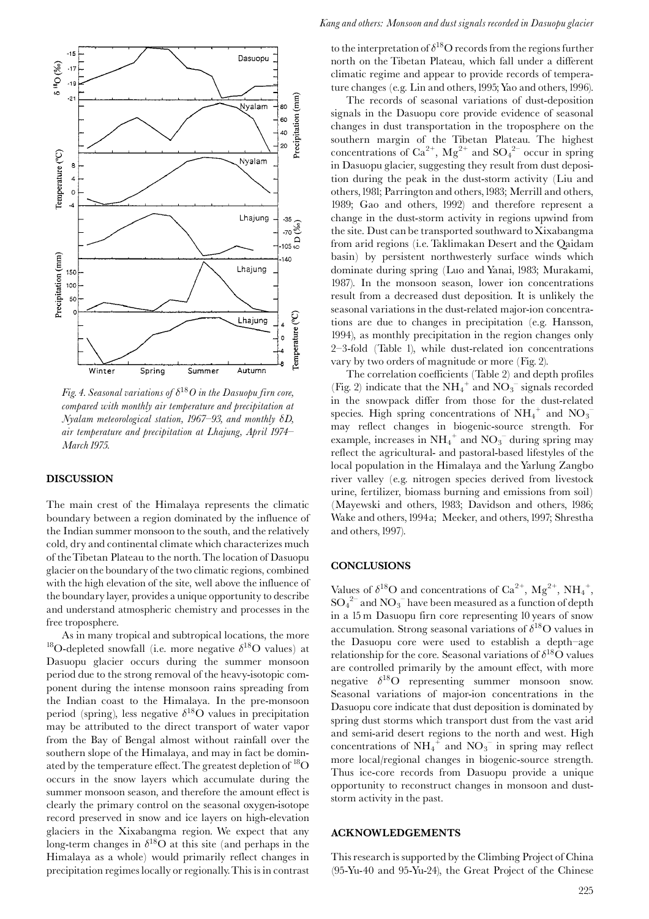Fig. 4. Seasonal variations of $\delta^{18}O$ in the Dasuopu firn core, compared with monthly air temperature and precipitation at Nyalam meteorological station, 1967–93, and monthly $\delta D$, air temperature and precipitation at Lhajung, April 1974–March 1975.

## DISCUSSION

The main crest of the Himalaya represents the climatic boundary between a region dominated by the influence of the Indian summer monsoon to the south, and the relatively cold, dry and continental climate which characterizes much of the Tibetan Plateau to the north. The location of Dasuopu glacier on the boundary of the two climatic regions, combined with the high elevation of the site, well above the influence of the boundary layer, provides a unique opportunity to describe and understand atmospheric chemistry and processes in the free troposphere.

As in many tropical and subtropical locations, the more $^{18}O$-depleted snowfall (i.e. more negative $\delta^{18}O$ values) at Dasuopu glacier occurs during the summer monsoon period due to the strong removal of the heavy-isotopic component during the intense monsoon rains spreading from the Indian coast to the Himalaya. In the pre-monsoon period (spring), less negative $\delta^{18}O$ values in precipitation may be attributed to the direct transport of water vapor from the Bay of Bengal almost without rainfall over the southern slope of the Himalaya, and may in fact be dominated by the temperature effect. The greatest depletion of $^{18}O$ occurs in the snow layers which accumulate during the summer monsoon season, and therefore the amount effect is clearly the primary control on the seasonal oxygen-isotope record preserved in snow and ice layers on high-elevation glaciers in the Xixabangma region. We expect that any long-term changes in $\delta^{18}O$ at this site (and perhaps in the Himalaya as a whole) would primarily reflect changes in precipitation regimes locally or regionally. This is in contrast to the interpretation of $\delta^{18}O$ records from the regions further north on the Tibetan Plateau, which fall under a different climatic regime and appear to provide records of temperature changes (e.g. Lin and others, 1995; Yao and others, 1996).

The records of seasonal variations of dust-deposition signals in the Dasuopu core provide evidence of seasonal changes in dust transportation in the troposphere on the southern margin of the Tibetan Plateau. The highest concentrations of $Ca^{2+}$, $Mg^{2+}$ and $SO_4^{2-}$ occur in spring in Dasuopu glacier, suggesting they result from dust deposition during the peak in the dust-storm activity (Liu and others, 1981; Parrington and others, 1983; Merrill and others, 1989; Gao and others, 1992) and therefore represent a change in the dust-storm activity in regions upwind from the site. Dust can be transported southward to Xixabangma from arid regions (i.e. Taklimakan Desert and the Qaidam basin) by persistent northwesterly surface winds which dominate during spring (Luo and Yanai, 1983; Murakami, 1987). In the monsoon season, lower ion concentrations result from a decreased dust deposition. It is unlikely the seasonal variations in the dust-related major-ion concentrations are due to changes in precipitation (e.g. Hansson, 1994), as monthly precipitation in the region changes only 2–3-fold (Table 1), while dust-related ion concentrations vary by two orders of magnitude or more (Fig. 2).

The correlation coefficients (Table 2) and depth profiles (Fig. 2) indicate that the $NH_4^+$ and $NO_3^-$ signals recorded in the snowpack differ from those for the dust-related species. High spring concentrations of $NH_4^+$ and $NO_3^-$ may reflect changes in biogenic-source strength. For example, increases in $NH_4^+$ and $NO_3^-$ during spring may reflect the agricultural- and pastoral-based lifestyles of the local population in the Himalaya and the Yarlung Zangbo river valley (e.g. nitrogen species derived from livestock urine, fertilizer, biomass burning and emissions from soil) (Mayewski and others, 1983; Davidson and others, 1986; Wake and others, 1994a; Meeker, and others, 1997; Shrestha and others, 1997).

## CONCLUSIONS

Values of $\delta^{18}O$ and concentrations of $Ca^{2+}$, $Mg^{2+}$, $NH_4^+$, $SO_4^{2-}$ and $NO_3^-$ have been measured as a function of depth in a 15 m Dasuopu firn core representing 10 years of snow accumulation. Strong seasonal variations of $\delta^{18}O$ values in the Dasuopu core were used to establish a depth–age relationship for the core. Seasonal variations of $\delta^{18}O$ values are controlled primarily by the amount effect, with more negative $\delta^{18}O$ representing summer monsoon snow. Seasonal variations of major-ion concentrations in the Dasuopu core indicate that dust deposition is dominated by spring dust storms which transport dust from the vast arid and semi-arid desert regions to the north and west. High concentrations of $NH_4^+$ and $NO_3^-$ in spring may reflect more local/regional changes in biogenic-source strength. Thus ice-core records from Dasuopu provide a unique opportunity to reconstruct changes in monsoon and dust-storm activity in the past.

## ACKNOWLEDGEMENTS

This research is supported by the Climbing Project of China (95-Yu-40 and 95-Yu-24), the Great Project of the Chinese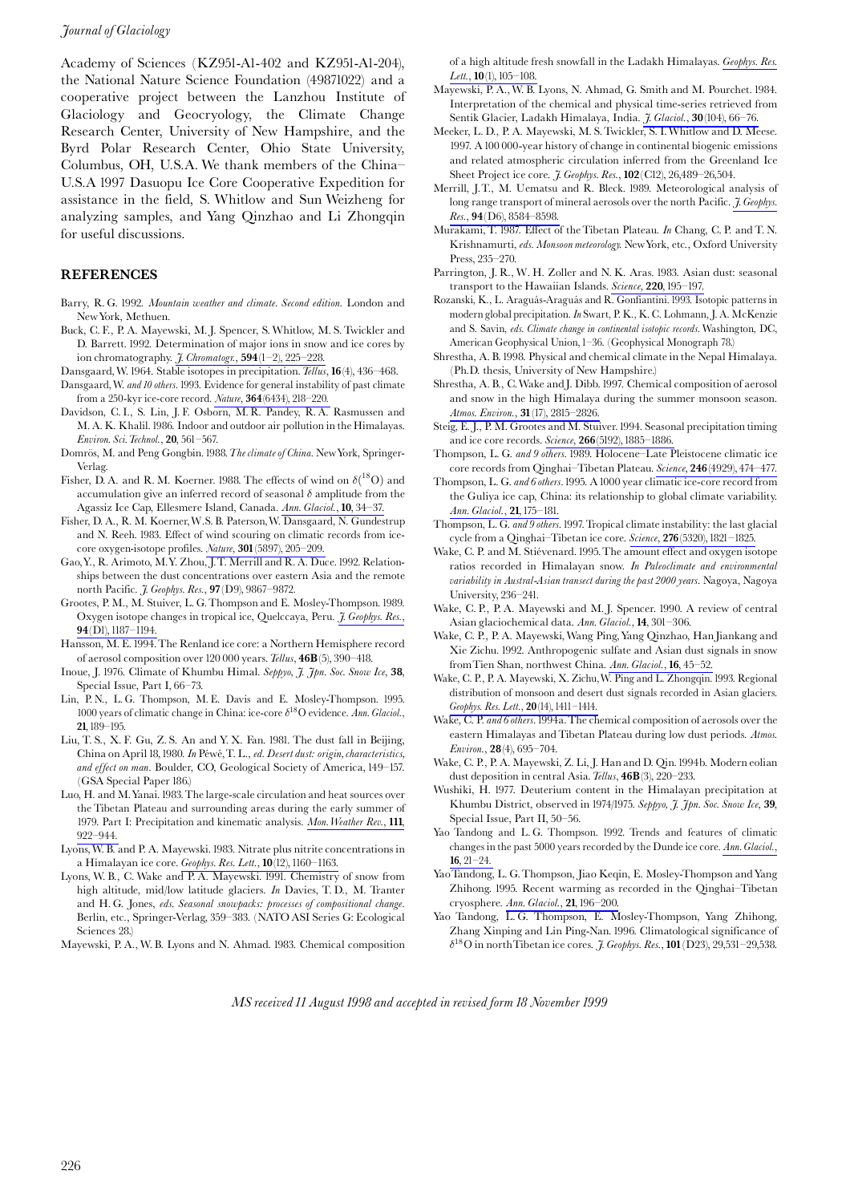Academy of Sciences (KZ951-A1-402 and KZ951-A1-204), the National Nature Science Foundation (49871022) and a cooperative project between the Lanzhou Institute of Glaciology and Geocryology, the Climate Change Research Center, University of New Hampshire, and the Byrd Polar Research Center, Ohio State University, Columbus, OH, U.S.A. We thank members of the China–U.S.A 1997 Dasuopu Ice Core Cooperative Expedition for assistance in the field, S. Whitlow and Sun Weizheng for analyzing samples, and Yang Qinzhao and Li Zhongqin for useful discussions.

## REFERENCES

Barry, R. G. 1992. *Mountain weather and climate. Second edition.* London and New York, Methuen.

Buck, C. F., P. A. Mayewski, M. J. Spencer, S. Whitlow, M. S. Twickler and D. Barrett. 1992. Determination of major ions in snow and ice cores by ion chromatography. *J. Chromatogr.*, **594**(1–2), 225–228.

Dansgaard, W. 1964. Stable isotopes in precipitation. *Tellus*, **16**(4), 436–468.

Dansgaard, W. *and 10 others*. 1993. Evidence for general instability of past climate from a 250-kyr ice-core record. *Nature*, **364**(6434), 218–220.

Davidson, C. I., S. Lin, J. F. Osborn, M. R. Pandey, R. A. Rasmussen and M. A. K. Khalil. 1986. Indoor and outdoor air pollution in the Himalayas. *Environ. Sci. Technol.*, **20**, 561–567.

Domrös, M. and Peng Gongbin. 1988. *The climate of China*. New York, Springer-Verlag.

Fisher, D. A. and R. M. Koerner. 1988. The effects of wind on $\delta(^{18}O)$ and accumulation give an inferred record of seasonal $\delta$ amplitude from the Agassiz Ice Cap, Ellesmere Island, Canada. *Ann. Glaciol.*, **10**, 34–37.

Fisher, D. A., R. M. Koerner, W. S. B. Paterson, W. Dansgaard, N. Gundestrup and N. Reeh. 1983. Effect of wind scouring on climatic records from ice-core oxygen-isotope profiles. *Nature*, **301**(5897), 205–209.

Gao, Y., R. Arimoto, M. Y. Zhou, J. T. Merrill and R. A. Duce. 1992. Relationships between the dust concentrations over eastern Asia and the remote north Pacific. *J. Geophys. Res.*, **97**(D9), 9867–9872.

Grootes, P. M., M. Stuiver, L. G. Thompson and E. Mosley-Thompson. 1989. Oxygen isotope changes in tropical ice, Quelccaya, Peru. *J. Geophys. Res.*, **94**(D1), 1187–1194.

Hansson, M. E. 1994. The Renland ice core: a Northern Hemisphere record of aerosol composition over 120 000 years. *Tellus*, **46B**(5), 390–418.

Inoue, J. 1976. Climate of Khumbu Himal. *Seppyo, J. Jpn. Soc. Snow Ice*, **38**, Special Issue, Part I, 66–73.

Lin, P. N., L. G. Thompson, M. E. Davis and E. Mosley-Thompson. 1995. 1000 years of climatic change in China: ice-core $\delta^{18}O$ evidence. *Ann. Glaciol.*, **21**, 189–195.

Liu, T. S., X. F. Gu, Z. S. An and Y. X. Fan. 1981. The dust fall in Beijing, China on April 18, 1980. *In* Péwé, T. L., *ed. Desert dust: origin, characteristics, and effect on man*. Boulder, CO, Geological Society of America, 149–157. (GSA Special Paper 186.)

Luo, H. and M. Yanai. 1983. The large-scale circulation and heat sources over the Tibetan Plateau and surrounding areas during the early summer of 1979. Part I: Precipitation and kinematic analysis. *Mon. Weather Rev.*, **111**, 922–944.

Lyons, W. B. and P. A. Mayewski. 1983. Nitrate plus nitrite concentrations in a Himalayan ice core. *Geophys. Res. Lett.*, **10**(12), 1160–1163.

Lyons, W. B., C. Wake and P. A. Mayewski. 1991. Chemistry of snow from high altitude, mid/low latitude glaciers. *In* Davies, T. D., M. Tranter and H. G. Jones, *eds. Seasonal snowpacks: processes of compositional change*. Berlin, etc., Springer-Verlag, 359–383. (NATO ASI Series G: Ecological Sciences 28.)

Mayewski, P. A., W. B. Lyons and N. Ahmad. 1983. Chemical composition of a high altitude fresh snowfall in the Ladakh Himalayas. *Geophys. Res. Lett.*, **10**(1), 105–108.

Mayewski, P. A., W. B. Lyons, N. Ahmad, G. Smith and M. Pourchet. 1984. Interpretation of the chemical and physical time-series retrieved from Sentik Glacier, Ladakh Himalaya, India. *J. Glaciol.*, **30**(104), 66–76.

Meeker, L. D., P. A. Mayewski, M. S. Twickler, S. I. Whitlow and D. Meese. 1997. A 100 000-year history of change in continental biogenic emissions and related atmospheric circulation inferred from the Greenland Ice Sheet Project ice core. *J. Geophys. Res.*, **102**(C12), 26,489–26,504.

Merrill, J. T., M. Uematsu and R. Bleck. 1989. Meteorological analysis of long range transport of mineral aerosols over the north Pacific. *J. Geophys. Res.*, **94**(D6), 8584–8598.

Murakami, T. 1987. Effect of the Tibetan Plateau. *In* Chang, C. P. and T. N. Krishnamurti, *eds. Monsoon meteorology*. New York, etc., Oxford University Press, 235–270.

Parrington, J. R., W. H. Zoller and N. K. Aras. 1983. Asian dust: seasonal transport to the Hawaiian Islands. *Science*, **220**, 195–197.

Rozanski, K., L. Araguás-Araguás and R. Gonfiantini. 1993. Isotopic patterns in modern global precipitation. *In* Swart, P. K., K. C. Lohmann, J. A. McKenzie and S. Savin, *eds. Climate change in continental isotopic records*. Washington, DC, American Geophysical Union, 1–36. (Geophysical Monograph 78.)

Shrestha, A. B. 1998. Physical and chemical climate in the Nepal Himalaya. (Ph.D. thesis, University of New Hampshire.)

Shrestha, A. B., C. Wake and J. Dibb. 1997. Chemical composition of aerosol and snow in the high Himalaya during the summer monsoon season. *Atmos. Environ.*, **31**(17), 2815–2826.

Steig, E. J., P. M. Grootes and M. Stuiver. 1994. Seasonal precipitation timing and ice core records. *Science*, **266**(5192), 1885–1886.

Thompson, L. G. *and 9 others*. 1989. Holocene–Late Pleistocene climatic ice core records from Qinghai–Tibetan Plateau. *Science*, **246**(4929), 474–477.

Thompson, L. G. *and 6 others*. 1995. A 1000 year climatic ice-core record from the Guliya ice cap, China: its relationship to global climate variability. *Ann. Glaciol.*, **21**, 175–181.

Thompson, L. G. *and 9 others*. 1997. Tropical climate instability: the last glacial cycle from a Qinghai–Tibetan ice core. *Science*, **276**(5320), 1821–1825.

Wake, C. P. and M. Stiévenard. 1995. The amount effect and oxygen isotope ratios recorded in Himalayan snow. *In Paleoclimate and environmental variability in Austral-Asian transect during the past 2000 years*. Nagoya, Nagoya University, 236–241.

Wake, C. P., P. A. Mayewski and M. J. Spencer. 1990. A review of central Asian glaciochemical data. *Ann. Glaciol.*, **14**, 301–306.

Wake, C. P., P. A. Mayewski, Wang Ping, Yang Qinzhao, Han Jiankang and Xie Zichu. 1992. Anthropogenic sulfate and Asian dust signals in snow from Tien Shan, northwest China. *Ann. Glaciol.*, **16**, 45–52.

Wake, C. P., P. A. Mayewski, X. Zichu, W. Ping and L. Zhongqin. 1993. Regional distribution of monsoon and desert dust signals recorded in Asian glaciers. *Geophys. Res. Lett.*, **20**(14), 1411–1414.

Wake, C. P. *and 6 others*. 1994a. The chemical composition of aerosols over the eastern Himalayas and Tibetan Plateau during low dust periods. *Atmos. Environ.*, **28**(4), 695–704.

Wake, C. P., P. A. Mayewski, Z. Li, J. Han and D. Qin. 1994b. Modern eolian dust deposition in central Asia. *Tellus*, **46B**(3), 220–233.

Wushiki, H. 1977. Deuterium content in the Himalayan precipitation at Khumbu District, observed in 1974/1975. *Seppyo, J. Jpn. Soc. Snow Ice*, **39**, Special Issue, Part II, 50–56.

Yao Tandong and L. G. Thompson. 1992. Trends and features of climatic changes in the past 5000 years recorded by the Dunde ice core. *Ann. Glaciol.*, **16**, 21–24.

Yao Tandong, L. G. Thompson, Jiao Keqin, E. Mosley-Thompson and Yang Zhihong. 1995. Recent warming as recorded in the Qinghai–Tibetan cryosphere. *Ann. Glaciol.*, **21**, 196–200.

Yao Tandong, L. G. Thompson, E. Mosley-Thompson, Yang Zhihong, Zhang Xinping and Lin Ping-Nan. 1996. Climatological significance of $\delta^{18}O$ in north Tibetan ice cores. *J. Geophys. Res.*, **101**(D23), 29,531–29,538.

*MS received 11 August 1998 and accepted in revised form 18 November 1999*